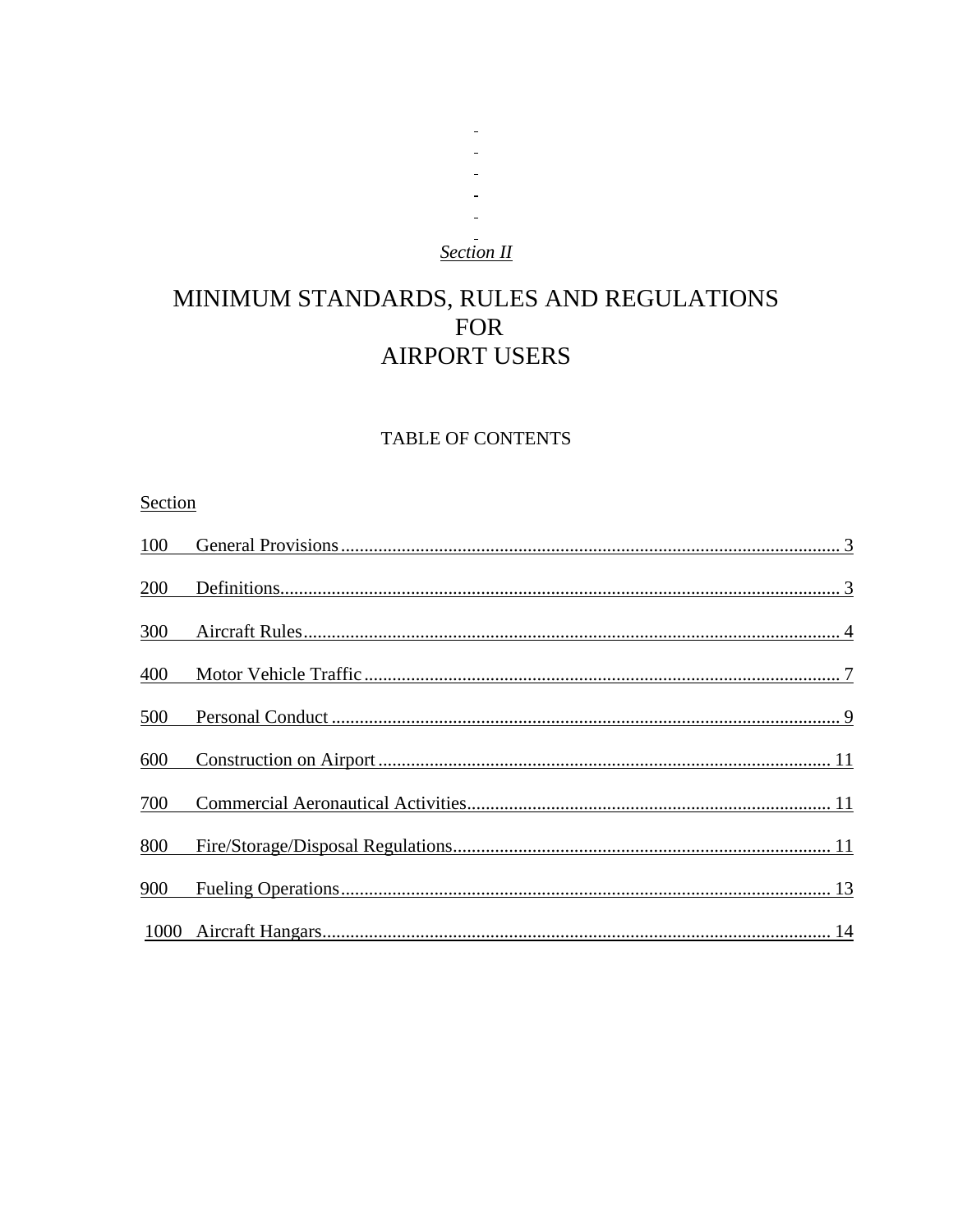*Section II*

# MINIMUM STANDARDS, RULES AND REGULATIONS FOR AIRPORT USERS

## TABLE OF CONTENTS

| Section | | Page |
|---|---|---|
| 100 | General Provisions | 3 |
| 200 | Definitions | 3 |
| 300 | Aircraft Rules | 4 |
| 400 | Motor Vehicle Traffic | 7 |
| 500 | Personal Conduct | 9 |
| 600 | Construction on Airport | 11 |
| 700 | Commercial Aeronautical Activities | 11 |
| 800 | Fire/Storage/Disposal Regulations | 11 |
| 900 | Fueling Operations | 13 |
| 1000 | Aircraft Hangars | 14 |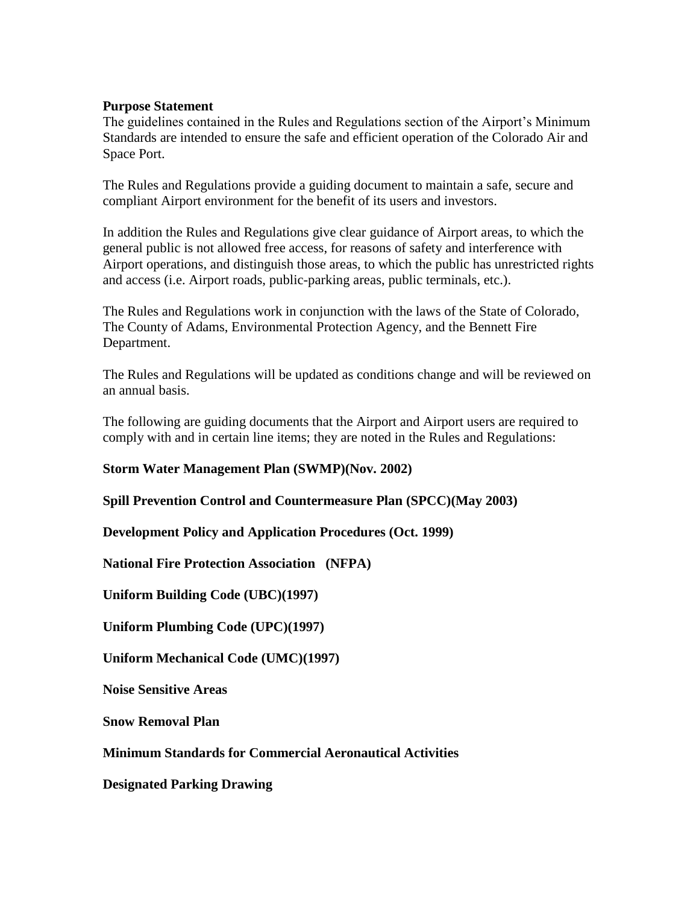**Purpose Statement**

The guidelines contained in the Rules and Regulations section of the Airport's Minimum Standards are intended to ensure the safe and efficient operation of the Colorado Air and Space Port.

The Rules and Regulations provide a guiding document to maintain a safe, secure and compliant Airport environment for the benefit of its users and investors.

In addition the Rules and Regulations give clear guidance of Airport areas, to which the general public is not allowed free access, for reasons of safety and interference with Airport operations, and distinguish those areas, to which the public has unrestricted rights and access (i.e. Airport roads, public-parking areas, public terminals, etc.).

The Rules and Regulations work in conjunction with the laws of the State of Colorado, The County of Adams, Environmental Protection Agency, and the Bennett Fire Department.

The Rules and Regulations will be updated as conditions change and will be reviewed on an annual basis.

The following are guiding documents that the Airport and Airport users are required to comply with and in certain line items; they are noted in the Rules and Regulations:

**Storm Water Management Plan (SWMP)(Nov. 2002)**

**Spill Prevention Control and Countermeasure Plan (SPCC)(May 2003)**

**Development Policy and Application Procedures (Oct. 1999)**

**National Fire Protection Association (NFPA)**

**Uniform Building Code (UBC)(1997)**

**Uniform Plumbing Code (UPC)(1997)**

**Uniform Mechanical Code (UMC)(1997)**

**Noise Sensitive Areas**

**Snow Removal Plan**

**Minimum Standards for Commercial Aeronautical Activities**

**Designated Parking Drawing**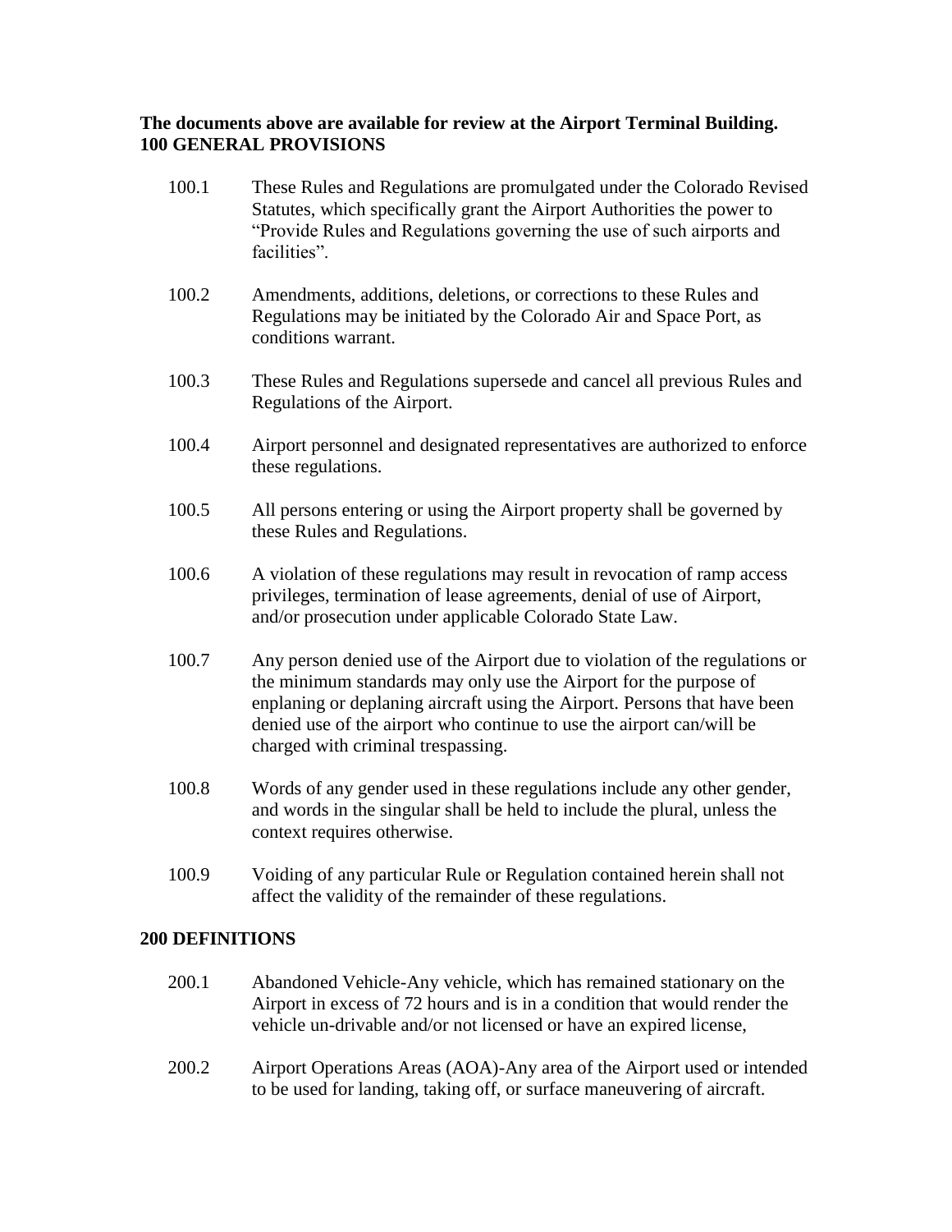**The documents above are available for review at the Airport Terminal Building.**

## 100 GENERAL PROVISIONS

100.1 These Rules and Regulations are promulgated under the Colorado Revised Statutes, which specifically grant the Airport Authorities the power to "Provide Rules and Regulations governing the use of such airports and facilities".

100.2 Amendments, additions, deletions, or corrections to these Rules and Regulations may be initiated by the Colorado Air and Space Port, as conditions warrant.

100.3 These Rules and Regulations supersede and cancel all previous Rules and Regulations of the Airport.

100.4 Airport personnel and designated representatives are authorized to enforce these regulations.

100.5 All persons entering or using the Airport property shall be governed by these Rules and Regulations.

100.6 A violation of these regulations may result in revocation of ramp access privileges, termination of lease agreements, denial of use of Airport, and/or prosecution under applicable Colorado State Law.

100.7 Any person denied use of the Airport due to violation of the regulations or the minimum standards may only use the Airport for the purpose of enplaning or deplaning aircraft using the Airport. Persons that have been denied use of the airport who continue to use the airport can/will be charged with criminal trespassing.

100.8 Words of any gender used in these regulations include any other gender, and words in the singular shall be held to include the plural, unless the context requires otherwise.

100.9 Voiding of any particular Rule or Regulation contained herein shall not affect the validity of the remainder of these regulations.

## 200 DEFINITIONS

200.1 Abandoned Vehicle-Any vehicle, which has remained stationary on the Airport in excess of 72 hours and is in a condition that would render the vehicle un-drivable and/or not licensed or have an expired license,

200.2 Airport Operations Areas (AOA)-Any area of the Airport used or intended to be used for landing, taking off, or surface maneuvering of aircraft.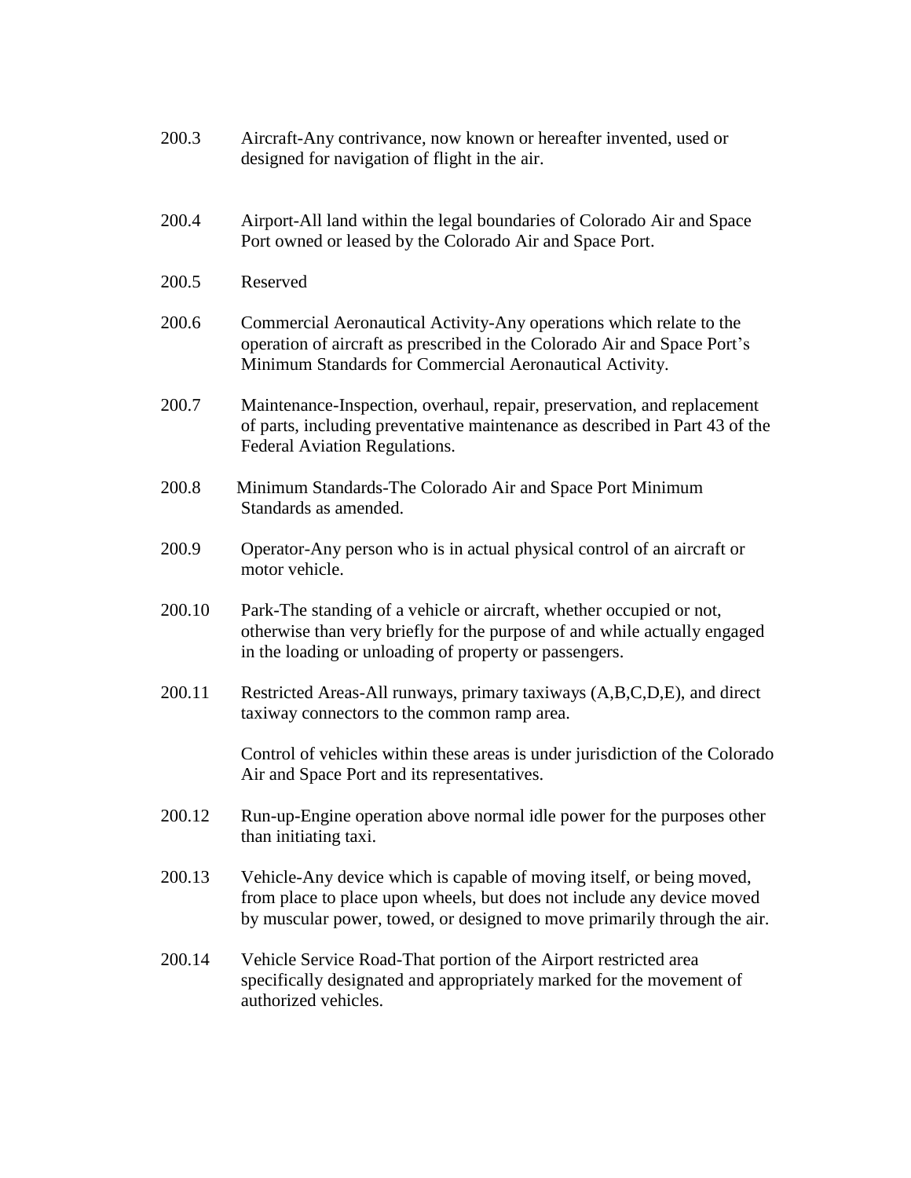200.3 Aircraft-Any contrivance, now known or hereafter invented, used or designed for navigation of flight in the air.

200.4 Airport-All land within the legal boundaries of Colorado Air and Space Port owned or leased by the Colorado Air and Space Port.

200.5 Reserved

200.6 Commercial Aeronautical Activity-Any operations which relate to the operation of aircraft as prescribed in the Colorado Air and Space Port's Minimum Standards for Commercial Aeronautical Activity.

200.7 Maintenance-Inspection, overhaul, repair, preservation, and replacement of parts, including preventative maintenance as described in Part 43 of the Federal Aviation Regulations.

200.8 Minimum Standards-The Colorado Air and Space Port Minimum Standards as amended.

200.9 Operator-Any person who is in actual physical control of an aircraft or motor vehicle.

200.10 Park-The standing of a vehicle or aircraft, whether occupied or not, otherwise than very briefly for the purpose of and while actually engaged in the loading or unloading of property or passengers.

200.11 Restricted Areas-All runways, primary taxiways (A,B,C,D,E), and direct taxiway connectors to the common ramp area.

Control of vehicles within these areas is under jurisdiction of the Colorado Air and Space Port and its representatives.

200.12 Run-up-Engine operation above normal idle power for the purposes other than initiating taxi.

200.13 Vehicle-Any device which is capable of moving itself, or being moved, from place to place upon wheels, but does not include any device moved by muscular power, towed, or designed to move primarily through the air.

200.14 Vehicle Service Road-That portion of the Airport restricted area specifically designated and appropriately marked for the movement of authorized vehicles.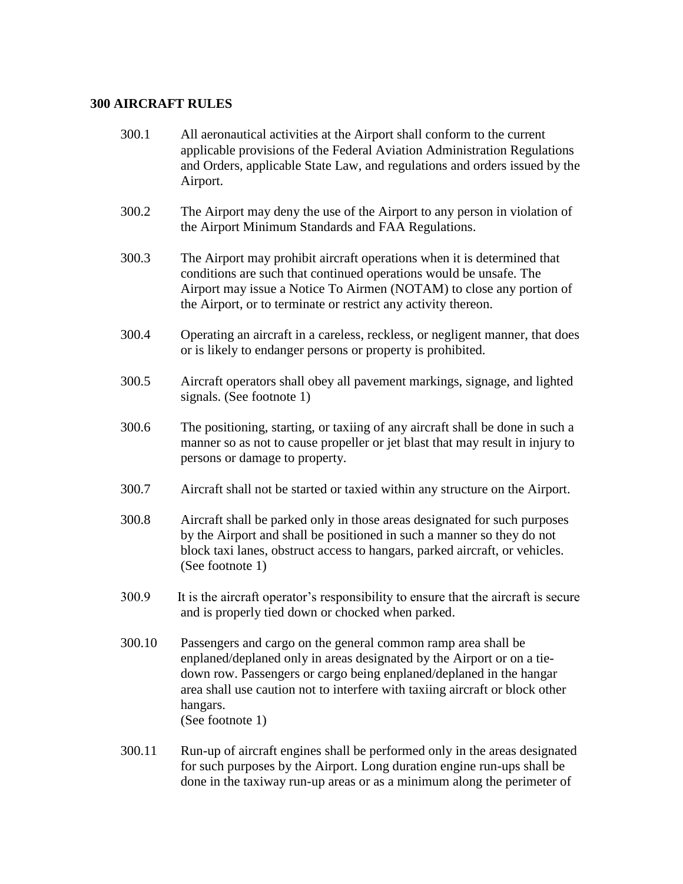**300 AIRCRAFT RULES**

300.1 All aeronautical activities at the Airport shall conform to the current applicable provisions of the Federal Aviation Administration Regulations and Orders, applicable State Law, and regulations and orders issued by the Airport.

300.2 The Airport may deny the use of the Airport to any person in violation of the Airport Minimum Standards and FAA Regulations.

300.3 The Airport may prohibit aircraft operations when it is determined that conditions are such that continued operations would be unsafe. The Airport may issue a Notice To Airmen (NOTAM) to close any portion of the Airport, or to terminate or restrict any activity thereon.

300.4 Operating an aircraft in a careless, reckless, or negligent manner, that does or is likely to endanger persons or property is prohibited.

300.5 Aircraft operators shall obey all pavement markings, signage, and lighted signals. (See footnote 1)

300.6 The positioning, starting, or taxiing of any aircraft shall be done in such a manner so as not to cause propeller or jet blast that may result in injury to persons or damage to property.

300.7 Aircraft shall not be started or taxied within any structure on the Airport.

300.8 Aircraft shall be parked only in those areas designated for such purposes by the Airport and shall be positioned in such a manner so they do not block taxi lanes, obstruct access to hangars, parked aircraft, or vehicles. (See footnote 1)

300.9 It is the aircraft operator's responsibility to ensure that the aircraft is secure and is properly tied down or chocked when parked.

300.10 Passengers and cargo on the general common ramp area shall be enplaned/deplaned only in areas designated by the Airport or on a tie-down row. Passengers or cargo being enplaned/deplaned in the hangar area shall use caution not to interfere with taxiing aircraft or block other hangars.
(See footnote 1)

300.11 Run-up of aircraft engines shall be performed only in the areas designated for such purposes by the Airport. Long duration engine run-ups shall be done in the taxiway run-up areas or as a minimum along the perimeter of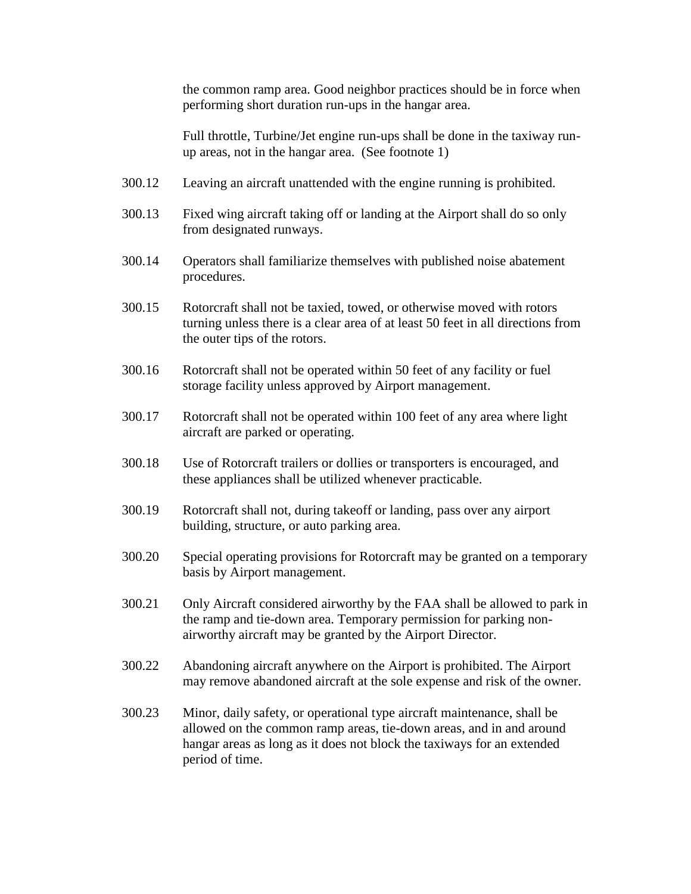the common ramp area. Good neighbor practices should be in force when performing short duration run-ups in the hangar area.

Full throttle, Turbine/Jet engine run-ups shall be done in the taxiway run-up areas, not in the hangar area. (See footnote 1)

300.12 Leaving an aircraft unattended with the engine running is prohibited.

300.13 Fixed wing aircraft taking off or landing at the Airport shall do so only from designated runways.

300.14 Operators shall familiarize themselves with published noise abatement procedures.

300.15 Rotorcraft shall not be taxied, towed, or otherwise moved with rotors turning unless there is a clear area of at least 50 feet in all directions from the outer tips of the rotors.

300.16 Rotorcraft shall not be operated within 50 feet of any facility or fuel storage facility unless approved by Airport management.

300.17 Rotorcraft shall not be operated within 100 feet of any area where light aircraft are parked or operating.

300.18 Use of Rotorcraft trailers or dollies or transporters is encouraged, and these appliances shall be utilized whenever practicable.

300.19 Rotorcraft shall not, during takeoff or landing, pass over any airport building, structure, or auto parking area.

300.20 Special operating provisions for Rotorcraft may be granted on a temporary basis by Airport management.

300.21 Only Aircraft considered airworthy by the FAA shall be allowed to park in the ramp and tie-down area. Temporary permission for parking non-airworthy aircraft may be granted by the Airport Director.

300.22 Abandoning aircraft anywhere on the Airport is prohibited. The Airport may remove abandoned aircraft at the sole expense and risk of the owner.

300.23 Minor, daily safety, or operational type aircraft maintenance, shall be allowed on the common ramp areas, tie-down areas, and in and around hangar areas as long as it does not block the taxiways for an extended period of time.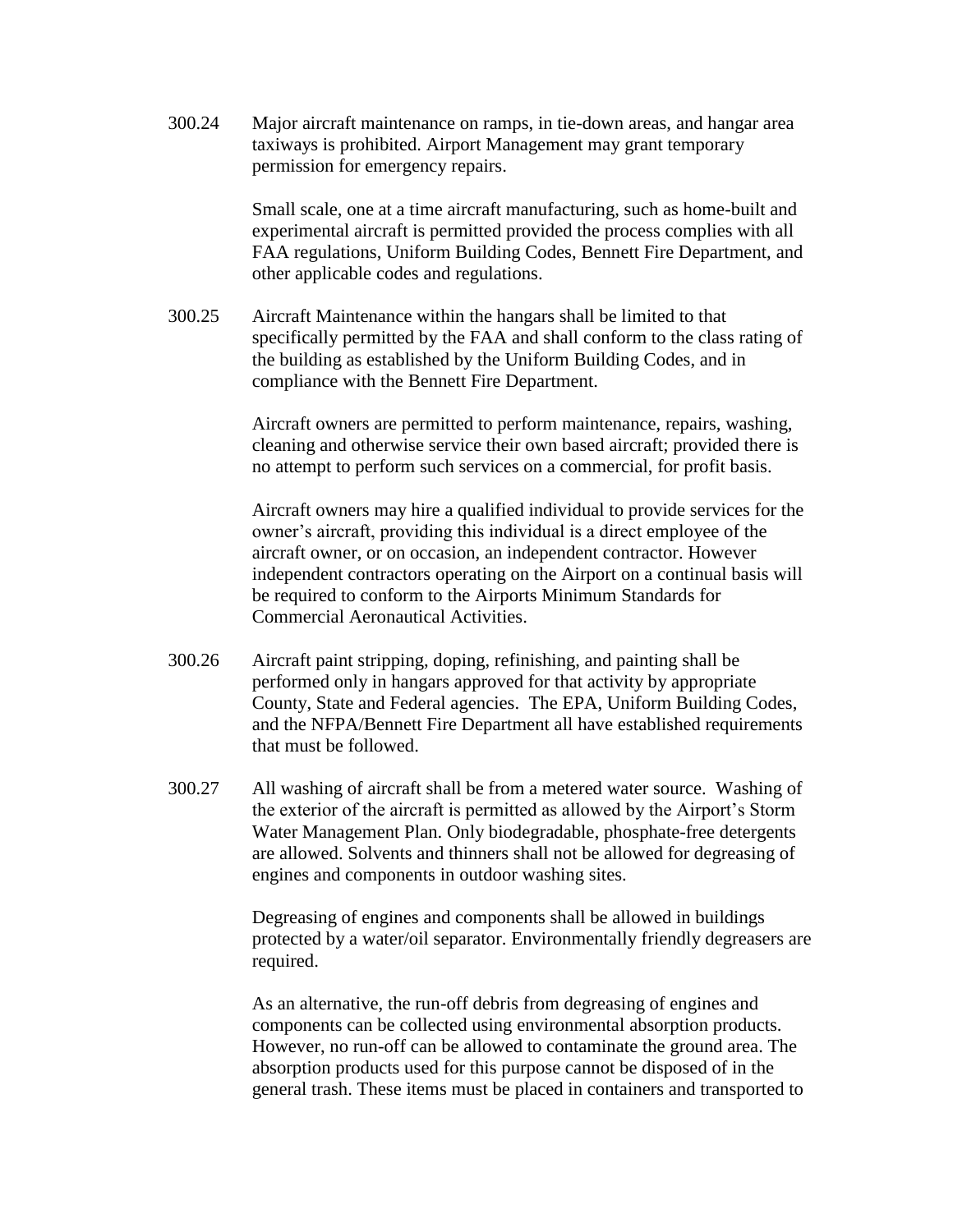300.24 Major aircraft maintenance on ramps, in tie-down areas, and hangar area taxiways is prohibited. Airport Management may grant temporary permission for emergency repairs.

Small scale, one at a time aircraft manufacturing, such as home-built and experimental aircraft is permitted provided the process complies with all FAA regulations, Uniform Building Codes, Bennett Fire Department, and other applicable codes and regulations.

300.25 Aircraft Maintenance within the hangars shall be limited to that specifically permitted by the FAA and shall conform to the class rating of the building as established by the Uniform Building Codes, and in compliance with the Bennett Fire Department.

Aircraft owners are permitted to perform maintenance, repairs, washing, cleaning and otherwise service their own based aircraft; provided there is no attempt to perform such services on a commercial, for profit basis.

Aircraft owners may hire a qualified individual to provide services for the owner's aircraft, providing this individual is a direct employee of the aircraft owner, or on occasion, an independent contractor. However independent contractors operating on the Airport on a continual basis will be required to conform to the Airports Minimum Standards for Commercial Aeronautical Activities.

300.26 Aircraft paint stripping, doping, refinishing, and painting shall be performed only in hangars approved for that activity by appropriate County, State and Federal agencies. The EPA, Uniform Building Codes, and the NFPA/Bennett Fire Department all have established requirements that must be followed.

300.27 All washing of aircraft shall be from a metered water source. Washing of the exterior of the aircraft is permitted as allowed by the Airport's Storm Water Management Plan. Only biodegradable, phosphate-free detergents are allowed. Solvents and thinners shall not be allowed for degreasing of engines and components in outdoor washing sites.

Degreasing of engines and components shall be allowed in buildings protected by a water/oil separator. Environmentally friendly degreasers are required.

As an alternative, the run-off debris from degreasing of engines and components can be collected using environmental absorption products. However, no run-off can be allowed to contaminate the ground area. The absorption products used for this purpose cannot be disposed of in the general trash. These items must be placed in containers and transported to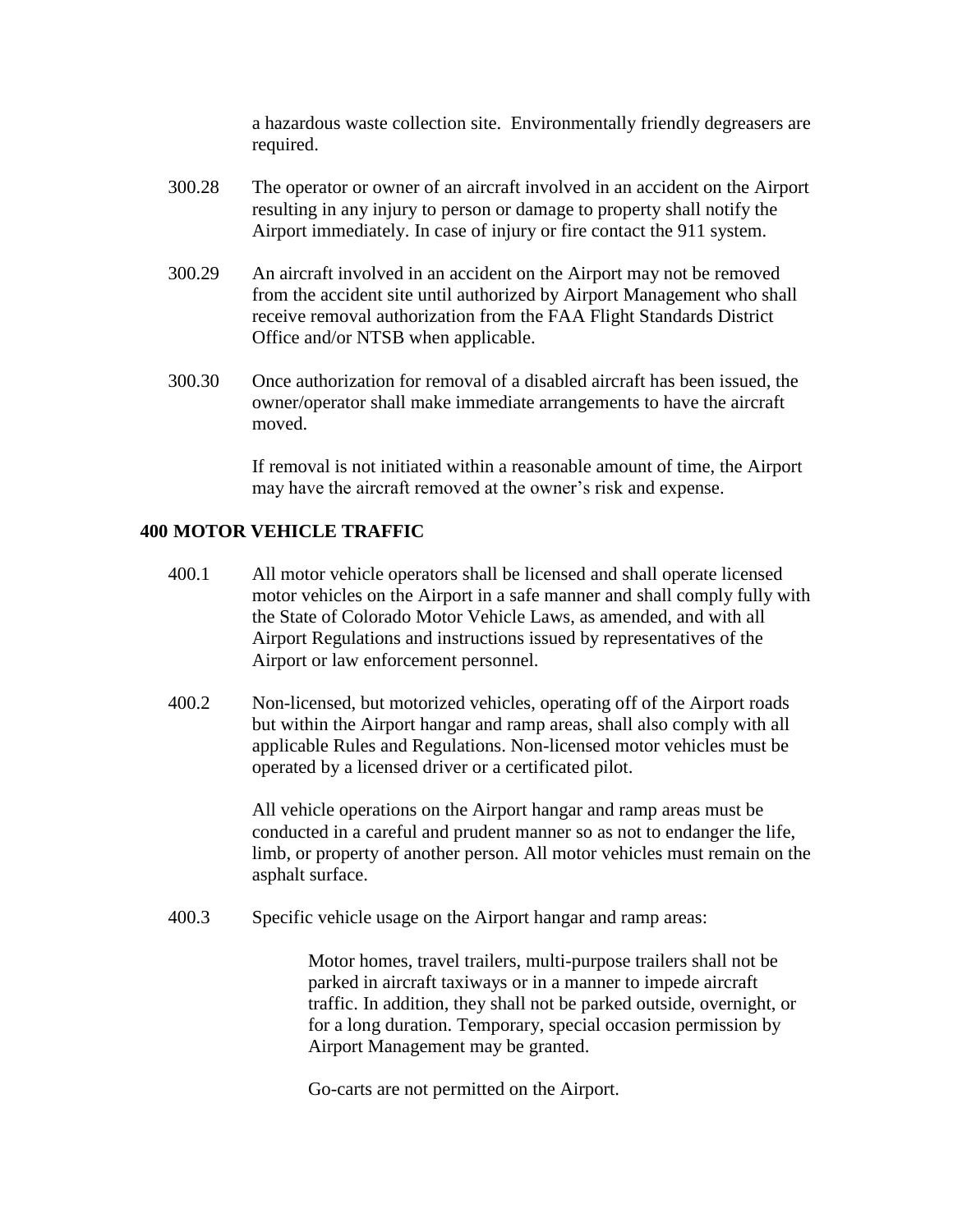a hazardous waste collection site. Environmentally friendly degreasers are required.

300.28 The operator or owner of an aircraft involved in an accident on the Airport resulting in any injury to person or damage to property shall notify the Airport immediately. In case of injury or fire contact the 911 system.

300.29 An aircraft involved in an accident on the Airport may not be removed from the accident site until authorized by Airport Management who shall receive removal authorization from the FAA Flight Standards District Office and/or NTSB when applicable.

300.30 Once authorization for removal of a disabled aircraft has been issued, the owner/operator shall make immediate arrangements to have the aircraft moved.

If removal is not initiated within a reasonable amount of time, the Airport may have the aircraft removed at the owner's risk and expense.

## 400 MOTOR VEHICLE TRAFFIC

400.1 All motor vehicle operators shall be licensed and shall operate licensed motor vehicles on the Airport in a safe manner and shall comply fully with the State of Colorado Motor Vehicle Laws, as amended, and with all Airport Regulations and instructions issued by representatives of the Airport or law enforcement personnel.

400.2 Non-licensed, but motorized vehicles, operating off of the Airport roads but within the Airport hangar and ramp areas, shall also comply with all applicable Rules and Regulations. Non-licensed motor vehicles must be operated by a licensed driver or a certificated pilot.

All vehicle operations on the Airport hangar and ramp areas must be conducted in a careful and prudent manner so as not to endanger the life, limb, or property of another person. All motor vehicles must remain on the asphalt surface.

400.3 Specific vehicle usage on the Airport hangar and ramp areas:

Motor homes, travel trailers, multi-purpose trailers shall not be parked in aircraft taxiways or in a manner to impede aircraft traffic. In addition, they shall not be parked outside, overnight, or for a long duration. Temporary, special occasion permission by Airport Management may be granted.

Go-carts are not permitted on the Airport.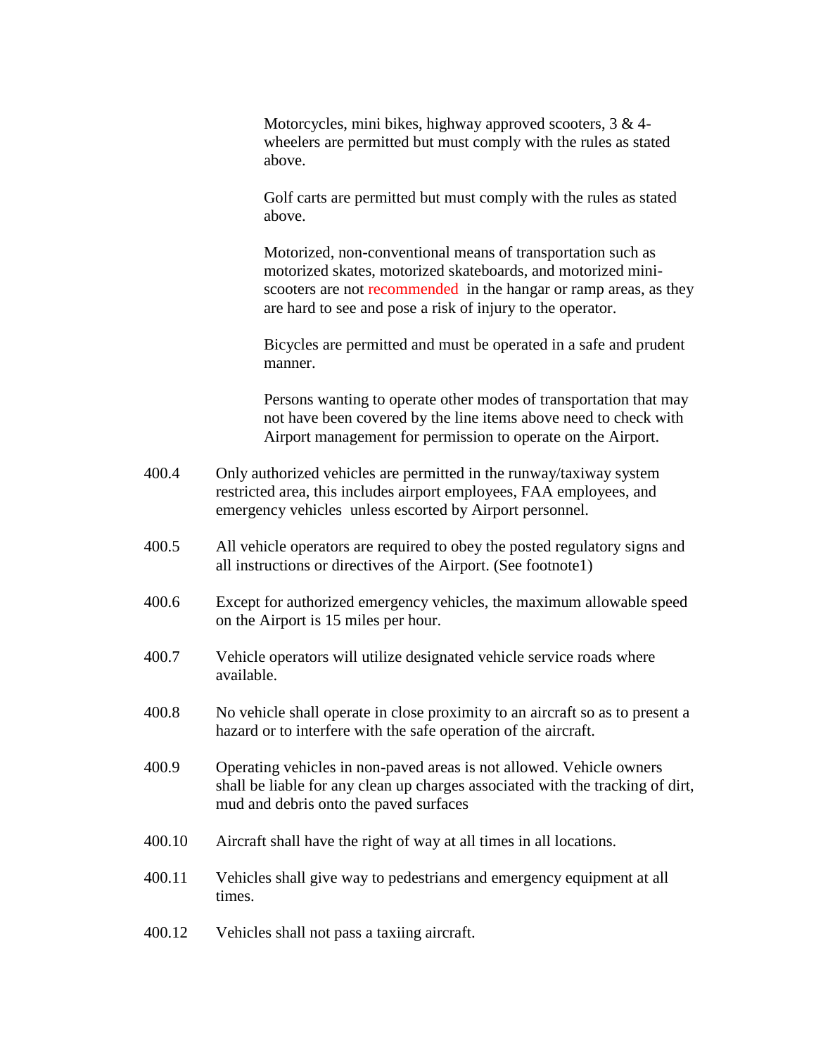Motorcycles, mini bikes, highway approved scooters, 3 & 4-wheelers are permitted but must comply with the rules as stated above.

Golf carts are permitted but must comply with the rules as stated above.

Motorized, non-conventional means of transportation such as motorized skates, motorized skateboards, and motorized mini-scooters are not recommended in the hangar or ramp areas, as they are hard to see and pose a risk of injury to the operator.

Bicycles are permitted and must be operated in a safe and prudent manner.

Persons wanting to operate other modes of transportation that may not have been covered by the line items above need to check with Airport management for permission to operate on the Airport.

400.4 Only authorized vehicles are permitted in the runway/taxiway system restricted area, this includes airport employees, FAA employees, and emergency vehicles unless escorted by Airport personnel.

400.5 All vehicle operators are required to obey the posted regulatory signs and all instructions or directives of the Airport. (See footnote1)

400.6 Except for authorized emergency vehicles, the maximum allowable speed on the Airport is 15 miles per hour.

400.7 Vehicle operators will utilize designated vehicle service roads where available.

400.8 No vehicle shall operate in close proximity to an aircraft so as to present a hazard or to interfere with the safe operation of the aircraft.

400.9 Operating vehicles in non-paved areas is not allowed. Vehicle owners shall be liable for any clean up charges associated with the tracking of dirt, mud and debris onto the paved surfaces

400.10 Aircraft shall have the right of way at all times in all locations.

400.11 Vehicles shall give way to pedestrians and emergency equipment at all times.

400.12 Vehicles shall not pass a taxiing aircraft.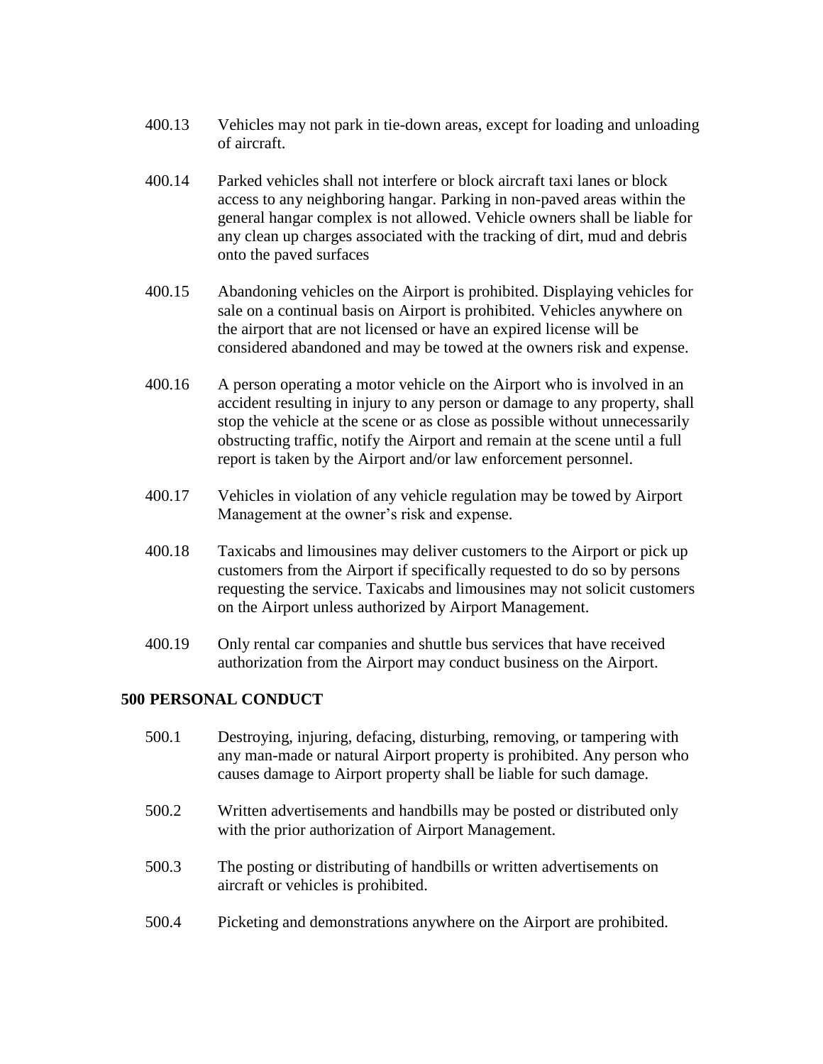400.13 Vehicles may not park in tie-down areas, except for loading and unloading of aircraft.

400.14 Parked vehicles shall not interfere or block aircraft taxi lanes or block access to any neighboring hangar. Parking in non-paved areas within the general hangar complex is not allowed. Vehicle owners shall be liable for any clean up charges associated with the tracking of dirt, mud and debris onto the paved surfaces

400.15 Abandoning vehicles on the Airport is prohibited. Displaying vehicles for sale on a continual basis on Airport is prohibited. Vehicles anywhere on the airport that are not licensed or have an expired license will be considered abandoned and may be towed at the owners risk and expense.

400.16 A person operating a motor vehicle on the Airport who is involved in an accident resulting in injury to any person or damage to any property, shall stop the vehicle at the scene or as close as possible without unnecessarily obstructing traffic, notify the Airport and remain at the scene until a full report is taken by the Airport and/or law enforcement personnel.

400.17 Vehicles in violation of any vehicle regulation may be towed by Airport Management at the owner's risk and expense.

400.18 Taxicabs and limousines may deliver customers to the Airport or pick up customers from the Airport if specifically requested to do so by persons requesting the service. Taxicabs and limousines may not solicit customers on the Airport unless authorized by Airport Management.

400.19 Only rental car companies and shuttle bus services that have received authorization from the Airport may conduct business on the Airport.

## 500 PERSONAL CONDUCT

500.1 Destroying, injuring, defacing, disturbing, removing, or tampering with any man-made or natural Airport property is prohibited. Any person who causes damage to Airport property shall be liable for such damage.

500.2 Written advertisements and handbills may be posted or distributed only with the prior authorization of Airport Management.

500.3 The posting or distributing of handbills or written advertisements on aircraft or vehicles is prohibited.

500.4 Picketing and demonstrations anywhere on the Airport are prohibited.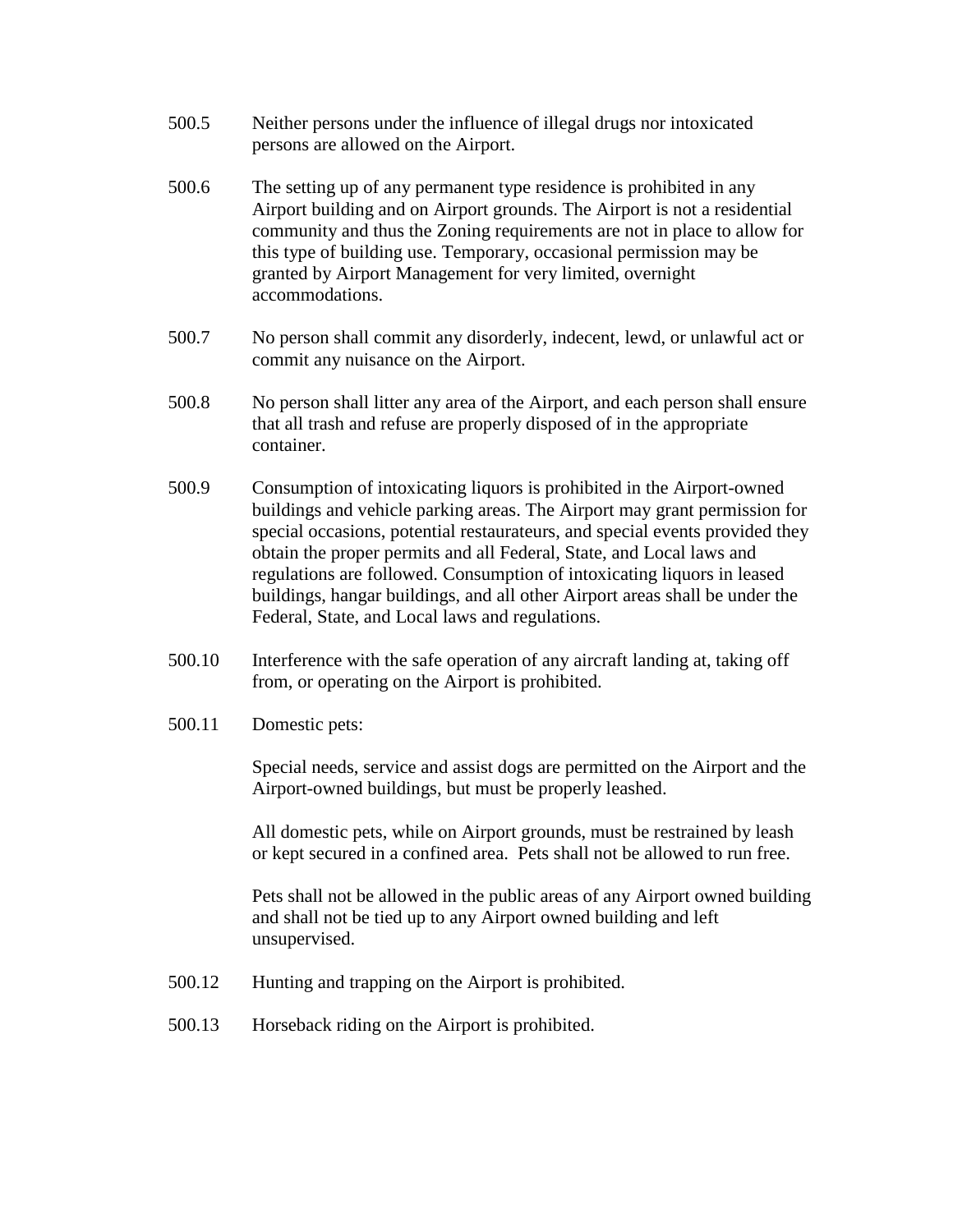500.5 Neither persons under the influence of illegal drugs nor intoxicated persons are allowed on the Airport.

500.6 The setting up of any permanent type residence is prohibited in any Airport building and on Airport grounds. The Airport is not a residential community and thus the Zoning requirements are not in place to allow for this type of building use. Temporary, occasional permission may be granted by Airport Management for very limited, overnight accommodations.

500.7 No person shall commit any disorderly, indecent, lewd, or unlawful act or commit any nuisance on the Airport.

500.8 No person shall litter any area of the Airport, and each person shall ensure that all trash and refuse are properly disposed of in the appropriate container.

500.9 Consumption of intoxicating liquors is prohibited in the Airport-owned buildings and vehicle parking areas. The Airport may grant permission for special occasions, potential restaurateurs, and special events provided they obtain the proper permits and all Federal, State, and Local laws and regulations are followed. Consumption of intoxicating liquors in leased buildings, hangar buildings, and all other Airport areas shall be under the Federal, State, and Local laws and regulations.

500.10 Interference with the safe operation of any aircraft landing at, taking off from, or operating on the Airport is prohibited.

500.11 Domestic pets:

Special needs, service and assist dogs are permitted on the Airport and the Airport-owned buildings, but must be properly leashed.

All domestic pets, while on Airport grounds, must be restrained by leash or kept secured in a confined area. Pets shall not be allowed to run free.

Pets shall not be allowed in the public areas of any Airport owned building and shall not be tied up to any Airport owned building and left unsupervised.

500.12 Hunting and trapping on the Airport is prohibited.

500.13 Horseback riding on the Airport is prohibited.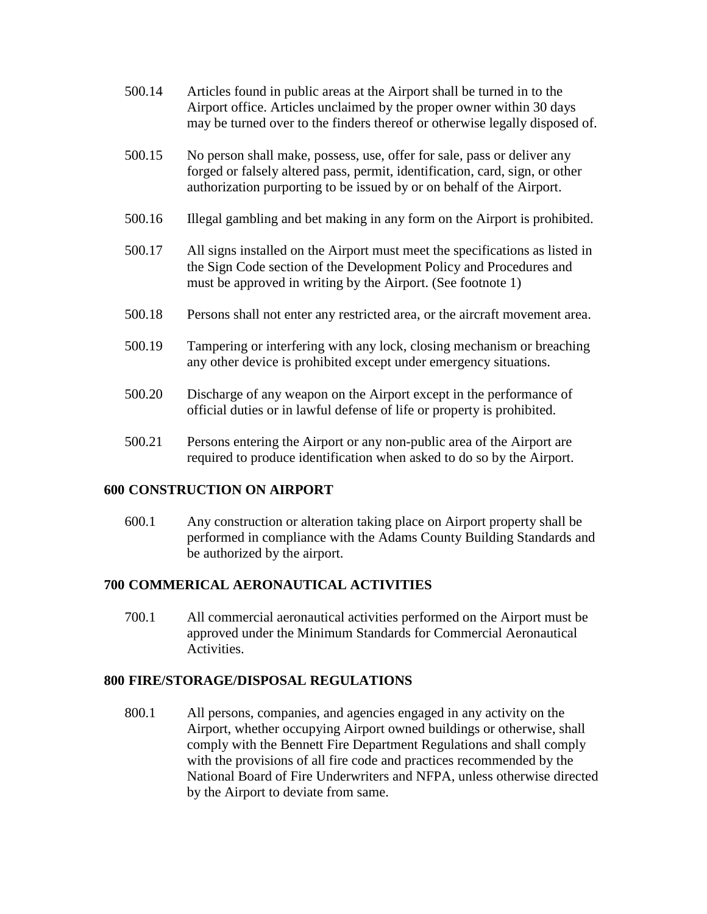500.14 Articles found in public areas at the Airport shall be turned in to the Airport office. Articles unclaimed by the proper owner within 30 days may be turned over to the finders thereof or otherwise legally disposed of.

500.15 No person shall make, possess, use, offer for sale, pass or deliver any forged or falsely altered pass, permit, identification, card, sign, or other authorization purporting to be issued by or on behalf of the Airport.

500.16 Illegal gambling and bet making in any form on the Airport is prohibited.

500.17 All signs installed on the Airport must meet the specifications as listed in the Sign Code section of the Development Policy and Procedures and must be approved in writing by the Airport. (See footnote 1)

500.18 Persons shall not enter any restricted area, or the aircraft movement area.

500.19 Tampering or interfering with any lock, closing mechanism or breaching any other device is prohibited except under emergency situations.

500.20 Discharge of any weapon on the Airport except in the performance of official duties or in lawful defense of life or property is prohibited.

500.21 Persons entering the Airport or any non-public area of the Airport are required to produce identification when asked to do so by the Airport.

## 600 CONSTRUCTION ON AIRPORT

600.1 Any construction or alteration taking place on Airport property shall be performed in compliance with the Adams County Building Standards and be authorized by the airport.

## 700 COMMERICAL AERONAUTICAL ACTIVITIES

700.1 All commercial aeronautical activities performed on the Airport must be approved under the Minimum Standards for Commercial Aeronautical Activities.

## 800 FIRE/STORAGE/DISPOSAL REGULATIONS

800.1 All persons, companies, and agencies engaged in any activity on the Airport, whether occupying Airport owned buildings or otherwise, shall comply with the Bennett Fire Department Regulations and shall comply with the provisions of all fire code and practices recommended by the National Board of Fire Underwriters and NFPA, unless otherwise directed by the Airport to deviate from same.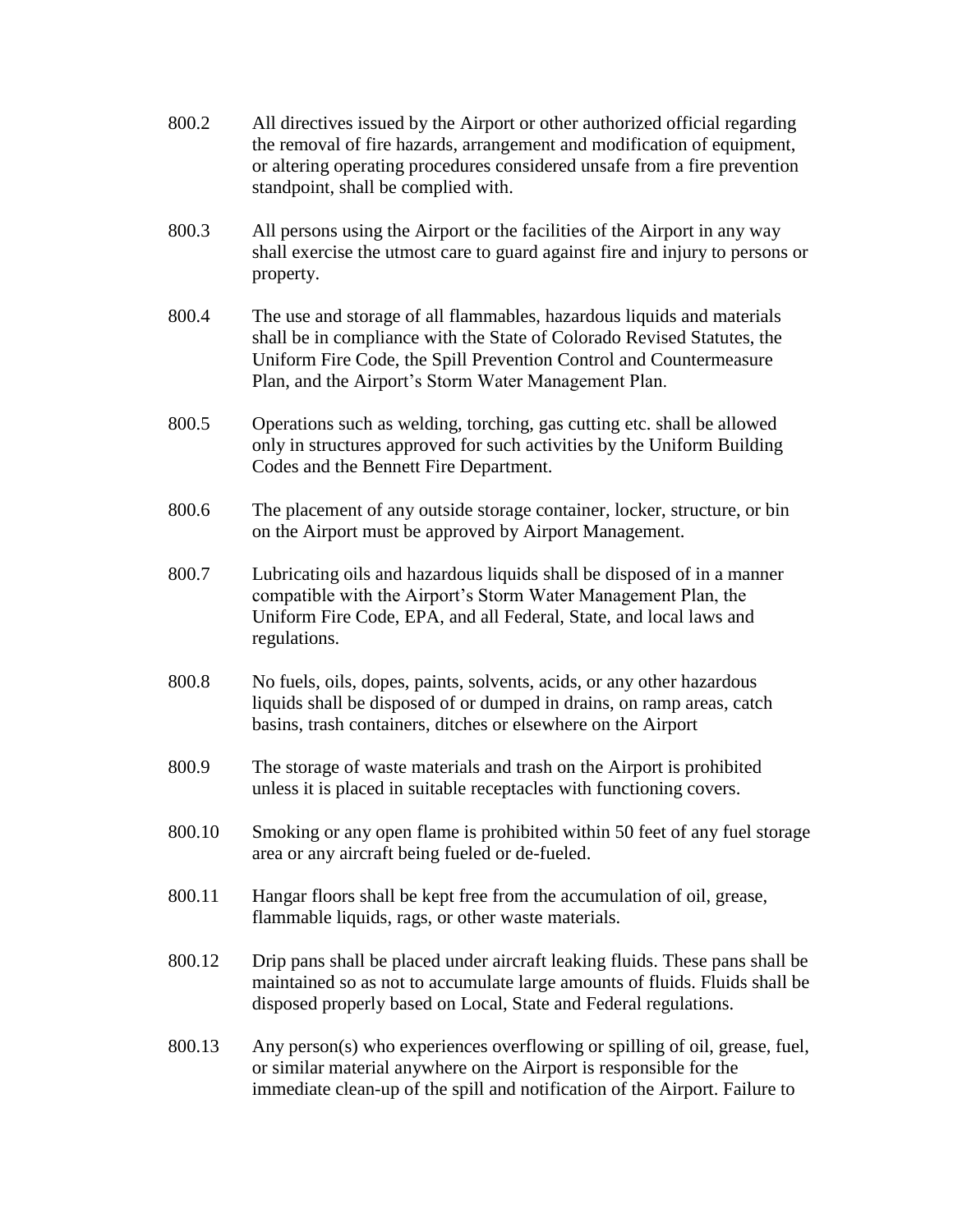800.2 All directives issued by the Airport or other authorized official regarding the removal of fire hazards, arrangement and modification of equipment, or altering operating procedures considered unsafe from a fire prevention standpoint, shall be complied with.

800.3 All persons using the Airport or the facilities of the Airport in any way shall exercise the utmost care to guard against fire and injury to persons or property.

800.4 The use and storage of all flammables, hazardous liquids and materials shall be in compliance with the State of Colorado Revised Statutes, the Uniform Fire Code, the Spill Prevention Control and Countermeasure Plan, and the Airport's Storm Water Management Plan.

800.5 Operations such as welding, torching, gas cutting etc. shall be allowed only in structures approved for such activities by the Uniform Building Codes and the Bennett Fire Department.

800.6 The placement of any outside storage container, locker, structure, or bin on the Airport must be approved by Airport Management.

800.7 Lubricating oils and hazardous liquids shall be disposed of in a manner compatible with the Airport's Storm Water Management Plan, the Uniform Fire Code, EPA, and all Federal, State, and local laws and regulations.

800.8 No fuels, oils, dopes, paints, solvents, acids, or any other hazardous liquids shall be disposed of or dumped in drains, on ramp areas, catch basins, trash containers, ditches or elsewhere on the Airport

800.9 The storage of waste materials and trash on the Airport is prohibited unless it is placed in suitable receptacles with functioning covers.

800.10 Smoking or any open flame is prohibited within 50 feet of any fuel storage area or any aircraft being fueled or de-fueled.

800.11 Hangar floors shall be kept free from the accumulation of oil, grease, flammable liquids, rags, or other waste materials.

800.12 Drip pans shall be placed under aircraft leaking fluids. These pans shall be maintained so as not to accumulate large amounts of fluids. Fluids shall be disposed properly based on Local, State and Federal regulations.

800.13 Any person(s) who experiences overflowing or spilling of oil, grease, fuel, or similar material anywhere on the Airport is responsible for the immediate clean-up of the spill and notification of the Airport. Failure to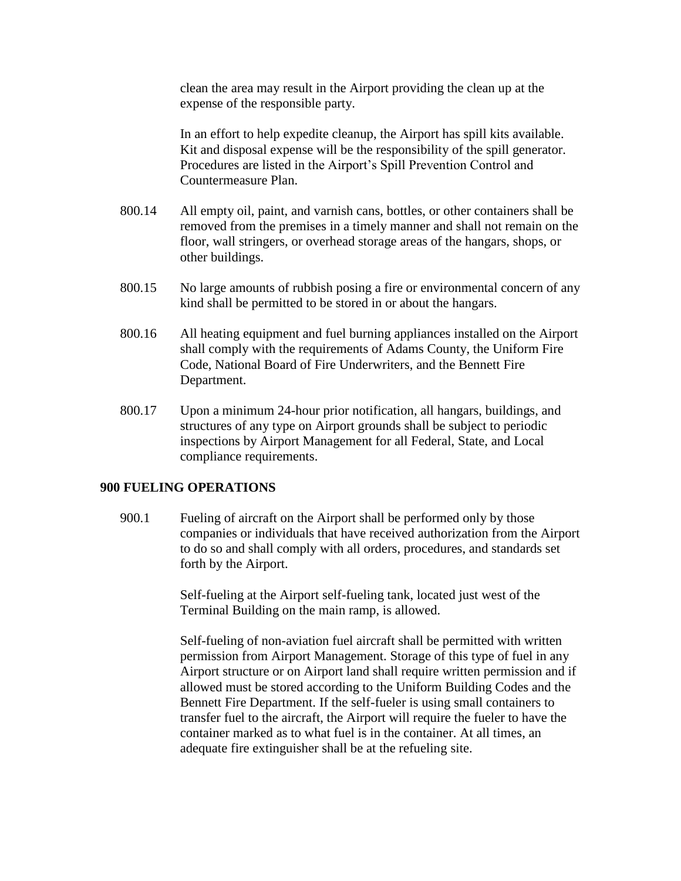clean the area may result in the Airport providing the clean up at the expense of the responsible party.

In an effort to help expedite cleanup, the Airport has spill kits available. Kit and disposal expense will be the responsibility of the spill generator. Procedures are listed in the Airport's Spill Prevention Control and Countermeasure Plan.

800.14 All empty oil, paint, and varnish cans, bottles, or other containers shall be removed from the premises in a timely manner and shall not remain on the floor, wall stringers, or overhead storage areas of the hangars, shops, or other buildings.

800.15 No large amounts of rubbish posing a fire or environmental concern of any kind shall be permitted to be stored in or about the hangars.

800.16 All heating equipment and fuel burning appliances installed on the Airport shall comply with the requirements of Adams County, the Uniform Fire Code, National Board of Fire Underwriters, and the Bennett Fire Department.

800.17 Upon a minimum 24-hour prior notification, all hangars, buildings, and structures of any type on Airport grounds shall be subject to periodic inspections by Airport Management for all Federal, State, and Local compliance requirements.

## 900 FUELING OPERATIONS

900.1 Fueling of aircraft on the Airport shall be performed only by those companies or individuals that have received authorization from the Airport to do so and shall comply with all orders, procedures, and standards set forth by the Airport.

Self-fueling at the Airport self-fueling tank, located just west of the Terminal Building on the main ramp, is allowed.

Self-fueling of non-aviation fuel aircraft shall be permitted with written permission from Airport Management. Storage of this type of fuel in any Airport structure or on Airport land shall require written permission and if allowed must be stored according to the Uniform Building Codes and the Bennett Fire Department. If the self-fueler is using small containers to transfer fuel to the aircraft, the Airport will require the fueler to have the container marked as to what fuel is in the container. At all times, an adequate fire extinguisher shall be at the refueling site.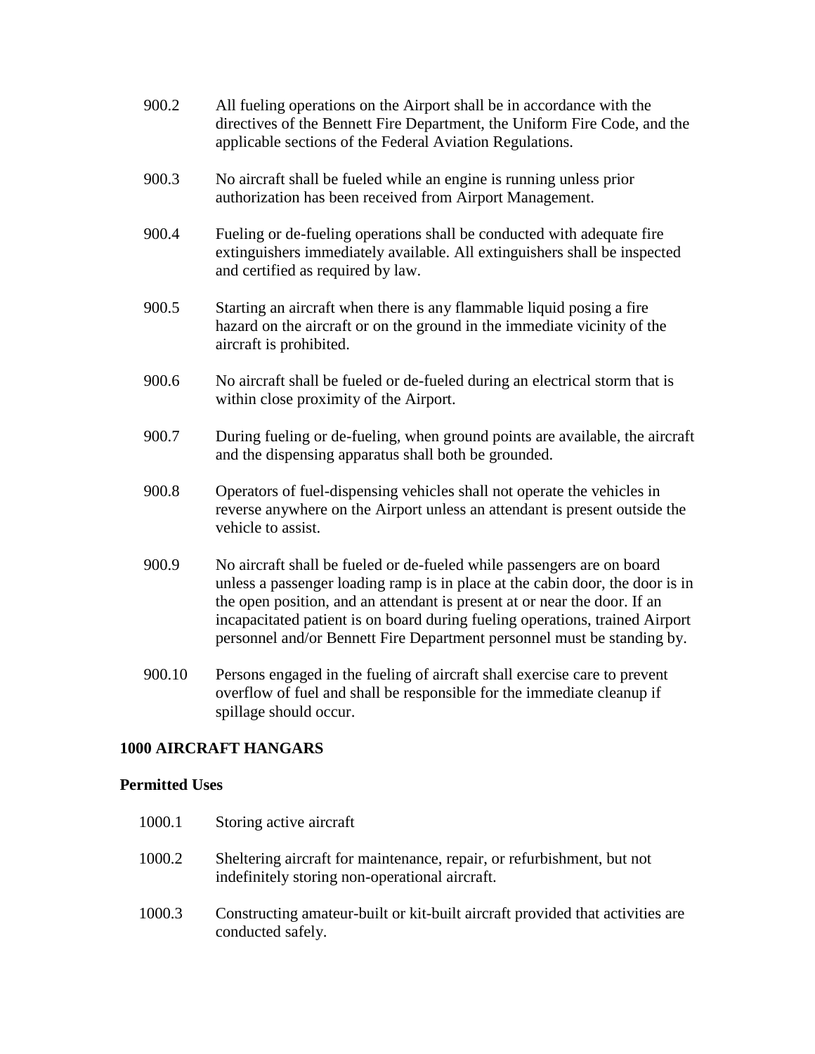900.2 All fueling operations on the Airport shall be in accordance with the directives of the Bennett Fire Department, the Uniform Fire Code, and the applicable sections of the Federal Aviation Regulations.

900.3 No aircraft shall be fueled while an engine is running unless prior authorization has been received from Airport Management.

900.4 Fueling or de-fueling operations shall be conducted with adequate fire extinguishers immediately available. All extinguishers shall be inspected and certified as required by law.

900.5 Starting an aircraft when there is any flammable liquid posing a fire hazard on the aircraft or on the ground in the immediate vicinity of the aircraft is prohibited.

900.6 No aircraft shall be fueled or de-fueled during an electrical storm that is within close proximity of the Airport.

900.7 During fueling or de-fueling, when ground points are available, the aircraft and the dispensing apparatus shall both be grounded.

900.8 Operators of fuel-dispensing vehicles shall not operate the vehicles in reverse anywhere on the Airport unless an attendant is present outside the vehicle to assist.

900.9 No aircraft shall be fueled or de-fueled while passengers are on board unless a passenger loading ramp is in place at the cabin door, the door is in the open position, and an attendant is present at or near the door. If an incapacitated patient is on board during fueling operations, trained Airport personnel and/or Bennett Fire Department personnel must be standing by.

900.10 Persons engaged in the fueling of aircraft shall exercise care to prevent overflow of fuel and shall be responsible for the immediate cleanup if spillage should occur.

## 1000 AIRCRAFT HANGARS

### Permitted Uses

1000.1 Storing active aircraft

1000.2 Sheltering aircraft for maintenance, repair, or refurbishment, but not indefinitely storing non-operational aircraft.

1000.3 Constructing amateur-built or kit-built aircraft provided that activities are conducted safely.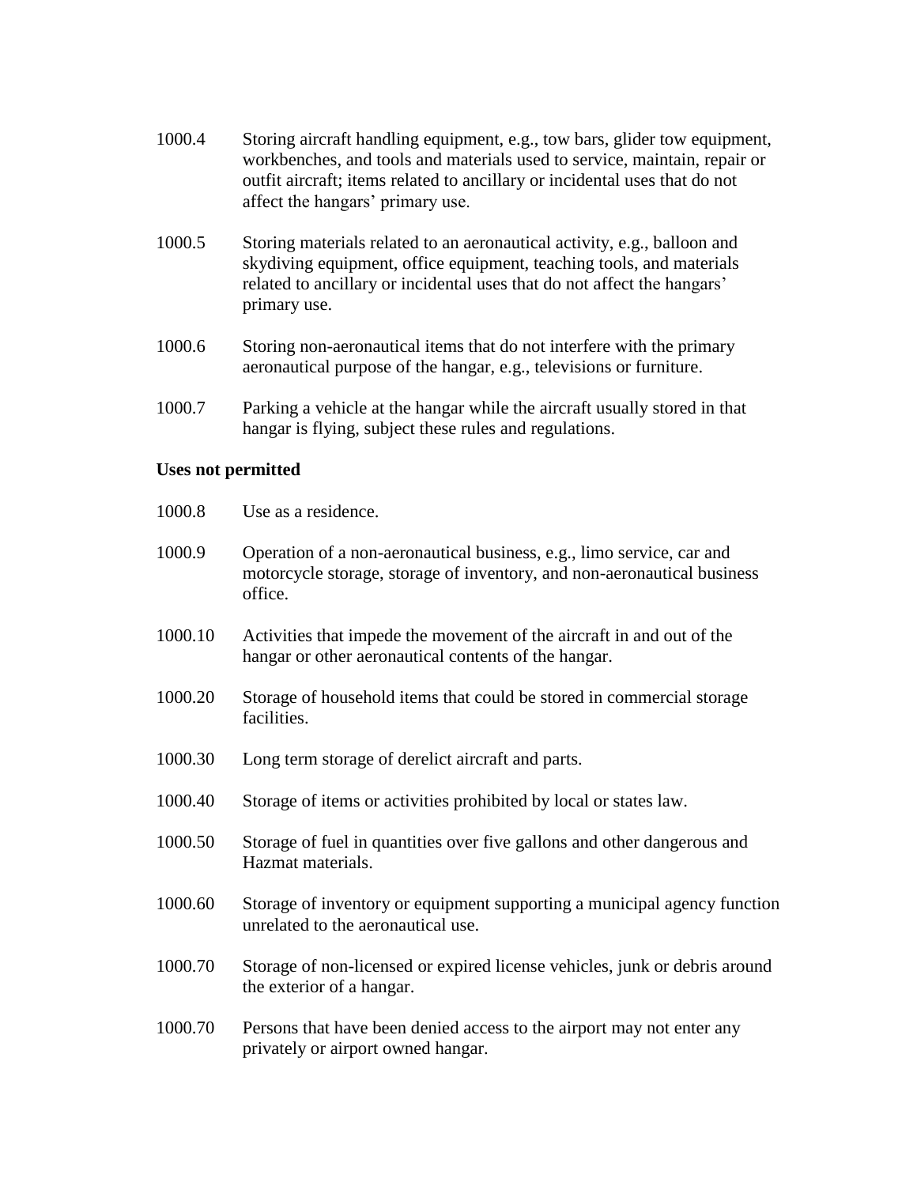1000.4 Storing aircraft handling equipment, e.g., tow bars, glider tow equipment, workbenches, and tools and materials used to service, maintain, repair or outfit aircraft; items related to ancillary or incidental uses that do not affect the hangars' primary use.

1000.5 Storing materials related to an aeronautical activity, e.g., balloon and skydiving equipment, office equipment, teaching tools, and materials related to ancillary or incidental uses that do not affect the hangars' primary use.

1000.6 Storing non-aeronautical items that do not interfere with the primary aeronautical purpose of the hangar, e.g., televisions or furniture.

1000.7 Parking a vehicle at the hangar while the aircraft usually stored in that hangar is flying, subject these rules and regulations.

**Uses not permitted**

1000.8 Use as a residence.

1000.9 Operation of a non-aeronautical business, e.g., limo service, car and motorcycle storage, storage of inventory, and non-aeronautical business office.

1000.10 Activities that impede the movement of the aircraft in and out of the hangar or other aeronautical contents of the hangar.

1000.20 Storage of household items that could be stored in commercial storage facilities.

1000.30 Long term storage of derelict aircraft and parts.

1000.40 Storage of items or activities prohibited by local or states law.

1000.50 Storage of fuel in quantities over five gallons and other dangerous and Hazmat materials.

1000.60 Storage of inventory or equipment supporting a municipal agency function unrelated to the aeronautical use.

1000.70 Storage of non-licensed or expired license vehicles, junk or debris around the exterior of a hangar.

1000.70 Persons that have been denied access to the airport may not enter any privately or airport owned hangar.